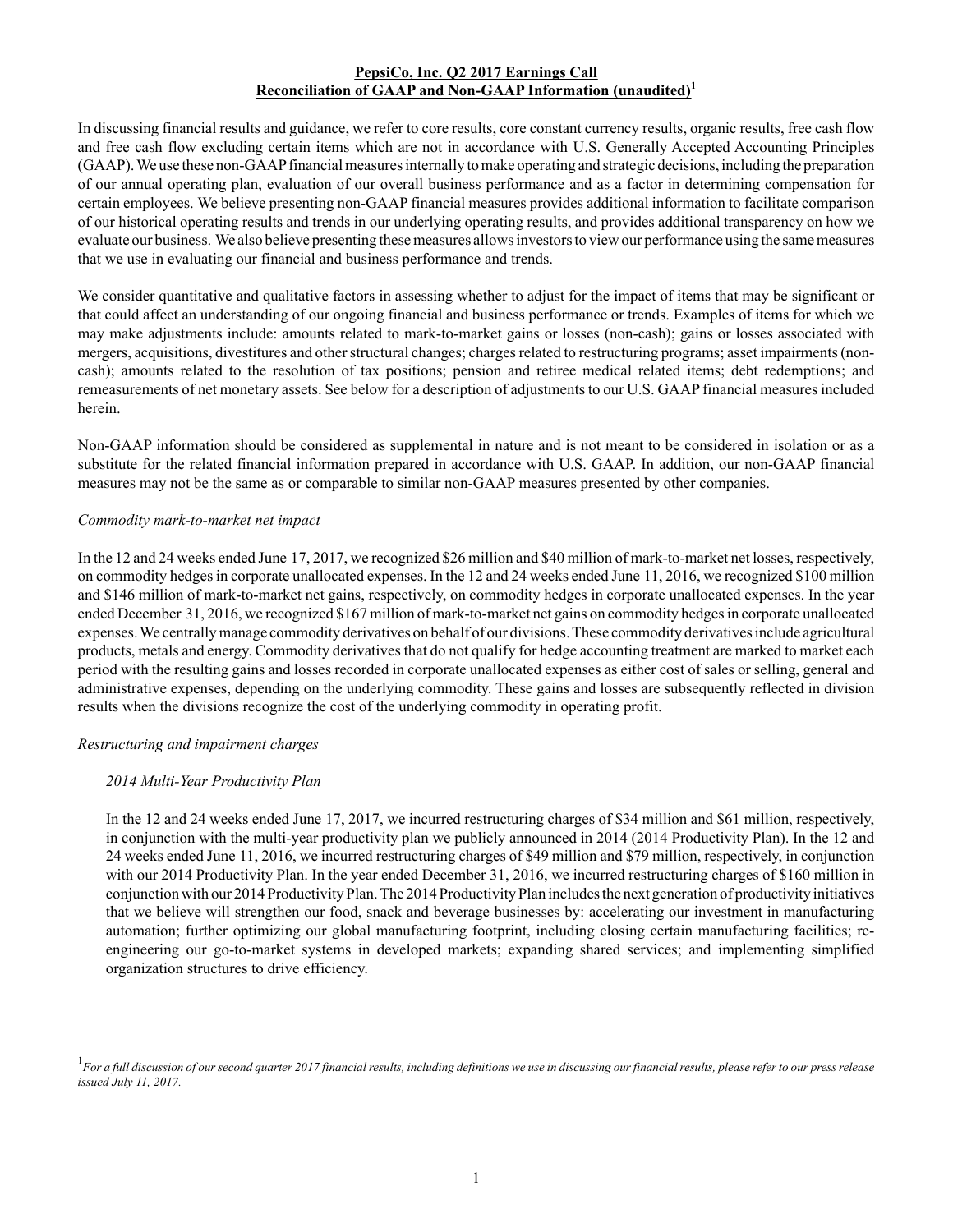# PepsiCo, Inc. Q2 2017 Earnings Call
## Reconciliation of GAAP and Non-GAAP Information (unaudited)[1]

In discussing financial results and guidance, we refer to core results, core constant currency results, organic results, free cash flow and free cash flow excluding certain items which are not in accordance with U.S. Generally Accepted Accounting Principles (GAAP). We use these non-GAAP financial measures internally to make operating and strategic decisions, including the preparation of our annual operating plan, evaluation of our overall business performance and as a factor in determining compensation for certain employees. We believe presenting non-GAAP financial measures provides additional information to facilitate comparison of our historical operating results and trends in our underlying operating results, and provides additional transparency on how we evaluate our business. We also believe presenting these measures allows investors to view our performance using the same measures that we use in evaluating our financial and business performance and trends.

We consider quantitative and qualitative factors in assessing whether to adjust for the impact of items that may be significant or that could affect an understanding of our ongoing financial and business performance or trends. Examples of items for which we may make adjustments include: amounts related to mark-to-market gains or losses (non-cash); gains or losses associated with mergers, acquisitions, divestitures and other structural changes; charges related to restructuring programs; asset impairments (non-cash); amounts related to the resolution of tax positions; pension and retiree medical related items; debt redemptions; and remeasurements of net monetary assets. See below for a description of adjustments to our U.S. GAAP financial measures included herein.

Non-GAAP information should be considered as supplemental in nature and is not meant to be considered in isolation or as a substitute for the related financial information prepared in accordance with U.S. GAAP. In addition, our non-GAAP financial measures may not be the same as or comparable to similar non-GAAP measures presented by other companies.

*Commodity mark-to-market net impact*

In the 12 and 24 weeks ended June 17, 2017, we recognized $26 million and $40 million of mark-to-market net losses, respectively, on commodity hedges in corporate unallocated expenses. In the 12 and 24 weeks ended June 11, 2016, we recognized $100 million and $146 million of mark-to-market net gains, respectively, on commodity hedges in corporate unallocated expenses. In the year ended December 31, 2016, we recognized $167 million of mark-to-market net gains on commodity hedges in corporate unallocated expenses. We centrally manage commodity derivatives on behalf of our divisions. These commodity derivatives include agricultural products, metals and energy. Commodity derivatives that do not qualify for hedge accounting treatment are marked to market each period with the resulting gains and losses recorded in corporate unallocated expenses as either cost of sales or selling, general and administrative expenses, depending on the underlying commodity. These gains and losses are subsequently reflected in division results when the divisions recognize the cost of the underlying commodity in operating profit.

*Restructuring and impairment charges*

*2014 Multi-Year Productivity Plan*

In the 12 and 24 weeks ended June 17, 2017, we incurred restructuring charges of $34 million and $61 million, respectively, in conjunction with the multi-year productivity plan we publicly announced in 2014 (2014 Productivity Plan). In the 12 and 24 weeks ended June 11, 2016, we incurred restructuring charges of $49 million and $79 million, respectively, in conjunction with our 2014 Productivity Plan. In the year ended December 31, 2016, we incurred restructuring charges of $160 million in conjunction with our 2014 Productivity Plan. The 2014 Productivity Plan includes the next generation of productivity initiatives that we believe will strengthen our food, snack and beverage businesses by: accelerating our investment in manufacturing automation; further optimizing our global manufacturing footprint, including closing certain manufacturing facilities; re-engineering our go-to-market systems in developed markets; expanding shared services; and implementing simplified organization structures to drive efficiency.

[1] *For a full discussion of our second quarter 2017 financial results, including definitions we use in discussing our financial results, please refer to our press release issued July 11, 2017.*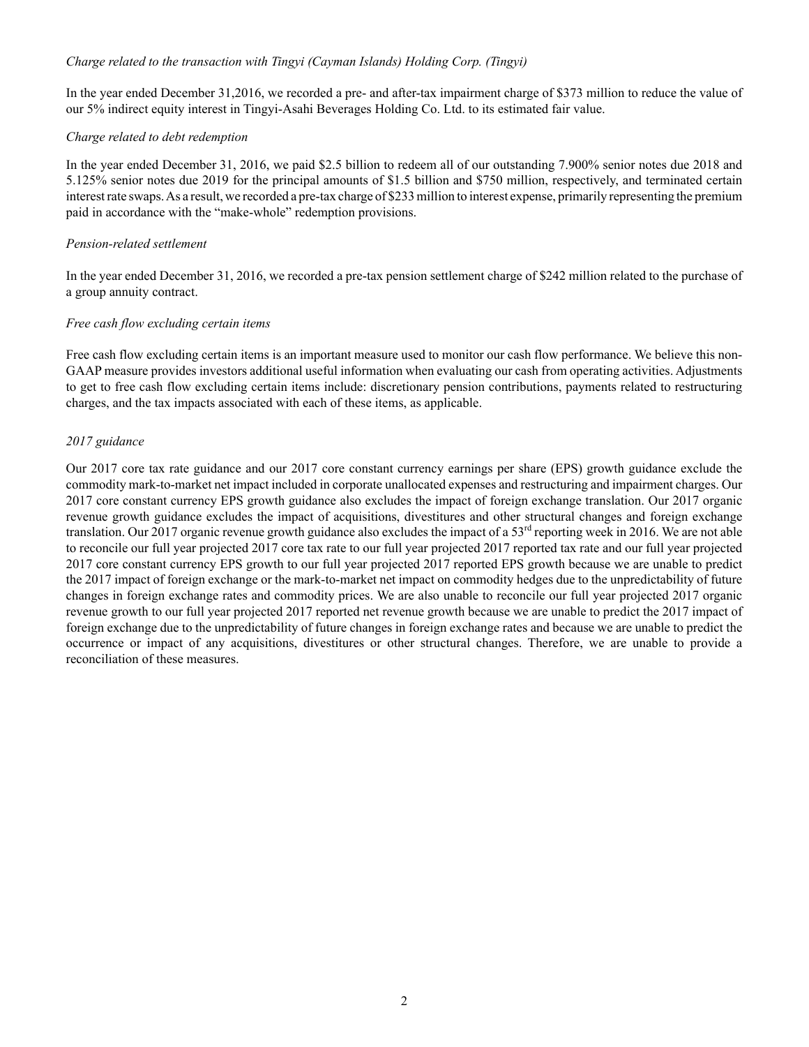*Charge related to the transaction with Tingyi (Cayman Islands) Holding Corp. (Tingyi)*

In the year ended December 31,2016, we recorded a pre- and after-tax impairment charge of $373 million to reduce the value of our 5% indirect equity interest in Tingyi-Asahi Beverages Holding Co. Ltd. to its estimated fair value.

*Charge related to debt redemption*

In the year ended December 31, 2016, we paid $2.5 billion to redeem all of our outstanding 7.900% senior notes due 2018 and 5.125% senior notes due 2019 for the principal amounts of $1.5 billion and $750 million, respectively, and terminated certain interest rate swaps. As a result, we recorded a pre-tax charge of $233 million to interest expense, primarily representing the premium paid in accordance with the "make-whole" redemption provisions.

*Pension-related settlement*

In the year ended December 31, 2016, we recorded a pre-tax pension settlement charge of $242 million related to the purchase of a group annuity contract.

*Free cash flow excluding certain items*

Free cash flow excluding certain items is an important measure used to monitor our cash flow performance. We believe this non-GAAP measure provides investors additional useful information when evaluating our cash from operating activities. Adjustments to get to free cash flow excluding certain items include: discretionary pension contributions, payments related to restructuring charges, and the tax impacts associated with each of these items, as applicable.

*2017 guidance*

Our 2017 core tax rate guidance and our 2017 core constant currency earnings per share (EPS) growth guidance exclude the commodity mark-to-market net impact included in corporate unallocated expenses and restructuring and impairment charges. Our 2017 core constant currency EPS growth guidance also excludes the impact of foreign exchange translation. Our 2017 organic revenue growth guidance excludes the impact of acquisitions, divestitures and other structural changes and foreign exchange translation. Our 2017 organic revenue growth guidance also excludes the impact of a 53rd reporting week in 2016. We are not able to reconcile our full year projected 2017 core tax rate to our full year projected 2017 reported tax rate and our full year projected 2017 core constant currency EPS growth to our full year projected 2017 reported EPS growth because we are unable to predict the 2017 impact of foreign exchange or the mark-to-market net impact on commodity hedges due to the unpredictability of future changes in foreign exchange rates and commodity prices. We are also unable to reconcile our full year projected 2017 organic revenue growth to our full year projected 2017 reported net revenue growth because we are unable to predict the 2017 impact of foreign exchange due to the unpredictability of future changes in foreign exchange rates and because we are unable to predict the occurrence or impact of any acquisitions, divestitures or other structural changes. Therefore, we are unable to provide a reconciliation of these measures.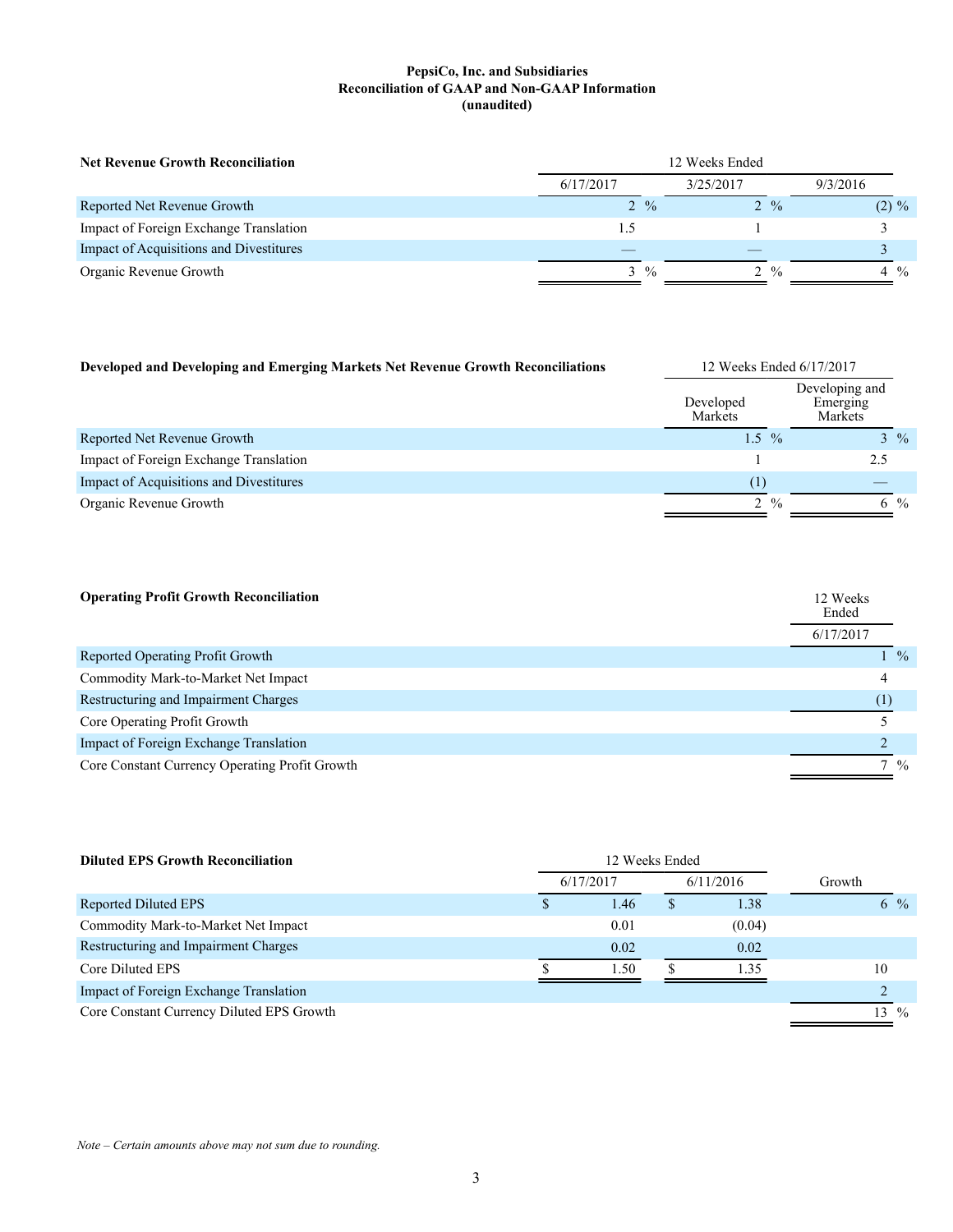**PepsiCo, Inc. and Subsidiaries**
**Reconciliation of GAAP and Non-GAAP Information**
**(unaudited)**

| **Net Revenue Growth Reconciliation** | 12 Weeks Ended | | |
|---|---|---|---|
| | 6/17/2017 | 3/25/2017 | 9/3/2016 |
| Reported Net Revenue Growth | 2 % | 2 % | (2) % |
| Impact of Foreign Exchange Translation | 1.5 | 1 | 3 |
| Impact of Acquisitions and Divestitures | — | — | 3 |
| Organic Revenue Growth | 3 % | 2 % | 4 % |

| **Developed and Developing and Emerging Markets Net Revenue Growth Reconciliations** | 12 Weeks Ended 6/17/2017 | |
|---|---|---|
| | Developed Markets | Developing and Emerging Markets |
| Reported Net Revenue Growth | 1.5 % | 3 % |
| Impact of Foreign Exchange Translation | 1 | 2.5 |
| Impact of Acquisitions and Divestitures | (1) | — |
| Organic Revenue Growth | 2 % | 6 % |

| **Operating Profit Growth Reconciliation** | 12 Weeks Ended |
|---|---|
| | 6/17/2017 |
| Reported Operating Profit Growth | 1 % |
| Commodity Mark-to-Market Net Impact | 4 |
| Restructuring and Impairment Charges | (1) |
| Core Operating Profit Growth | 5 |
| Impact of Foreign Exchange Translation | 2 |
| Core Constant Currency Operating Profit Growth | 7 % |

| **Diluted EPS Growth Reconciliation** | 12 Weeks Ended | | |
|---|---|---|---|
| | 6/17/2017 | 6/11/2016 | Growth |
| Reported Diluted EPS | $ 1.46 | $ 1.38 | 6 % |
| Commodity Mark-to-Market Net Impact | 0.01 | (0.04) | |
| Restructuring and Impairment Charges | 0.02 | 0.02 | |
| Core Diluted EPS | $ 1.50 | $ 1.35 | 10 |
| Impact of Foreign Exchange Translation | | | 2 |
| Core Constant Currency Diluted EPS Growth | | | 13 % |

*Note – Certain amounts above may not sum due to rounding.*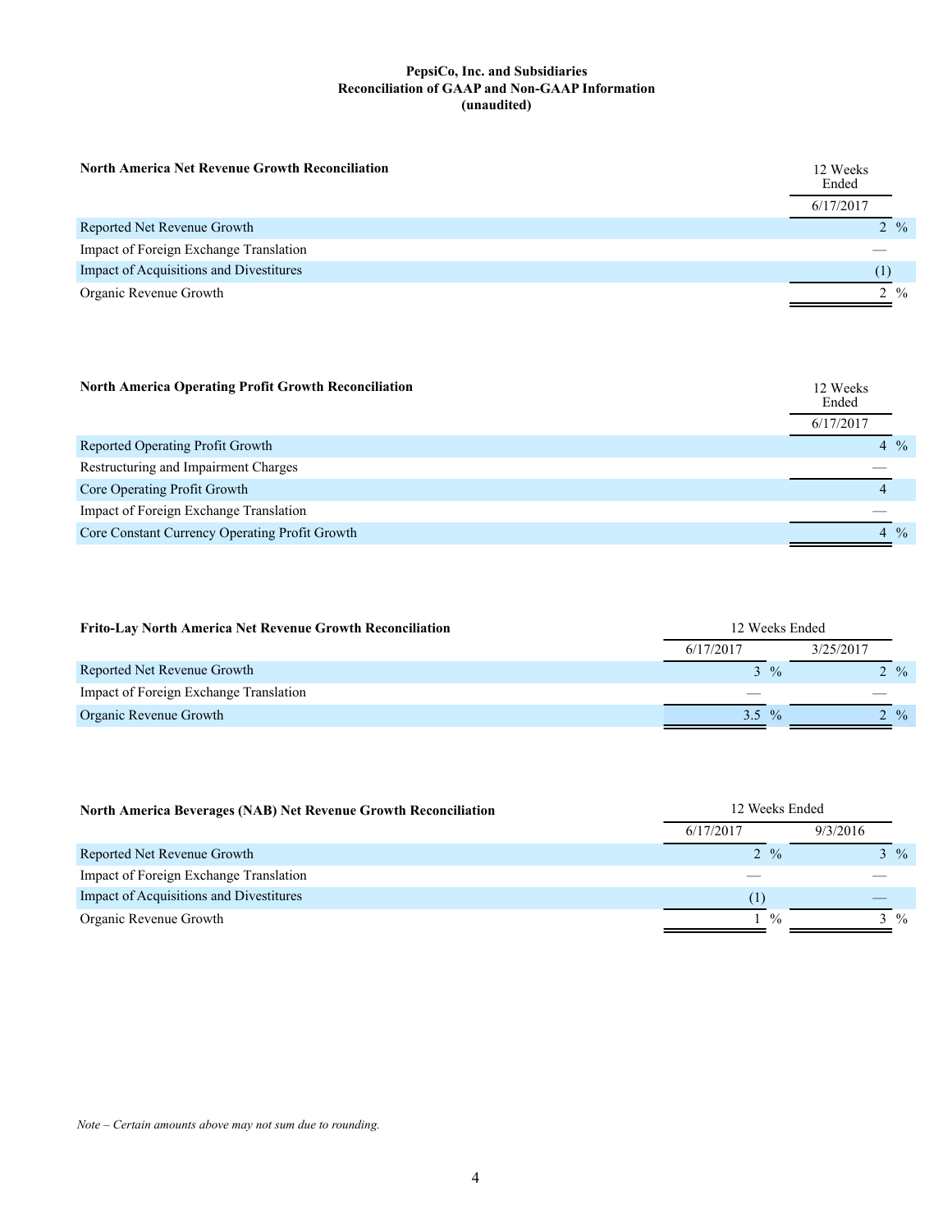**PepsiCo, Inc. and Subsidiaries**
**Reconciliation of GAAP and Non-GAAP Information**
**(unaudited)**

| **North America Net Revenue Growth Reconciliation** | 12 Weeks Ended |
|---|---|
| | 6/17/2017 |
| Reported Net Revenue Growth | 2 % |
| Impact of Foreign Exchange Translation | — |
| Impact of Acquisitions and Divestitures | (1) |
| Organic Revenue Growth | 2 % |

| **North America Operating Profit Growth Reconciliation** | 12 Weeks Ended |
|---|---|
| | 6/17/2017 |
| Reported Operating Profit Growth | 4 % |
| Restructuring and Impairment Charges | — |
| Core Operating Profit Growth | 4 |
| Impact of Foreign Exchange Translation | — |
| Core Constant Currency Operating Profit Growth | 4 % |

| **Frito-Lay North America Net Revenue Growth Reconciliation** | 12 Weeks Ended | |
|---|---|---|
| | 6/17/2017 | 3/25/2017 |
| Reported Net Revenue Growth | 3 % | 2 % |
| Impact of Foreign Exchange Translation | — | — |
| Organic Revenue Growth | 3.5 % | 2 % |

| **North America Beverages (NAB) Net Revenue Growth Reconciliation** | 12 Weeks Ended | |
|---|---|---|
| | 6/17/2017 | 9/3/2016 |
| Reported Net Revenue Growth | 2 % | 3 % |
| Impact of Foreign Exchange Translation | — | — |
| Impact of Acquisitions and Divestitures | (1) | — |
| Organic Revenue Growth | 1 % | 3 % |

*Note – Certain amounts above may not sum due to rounding.*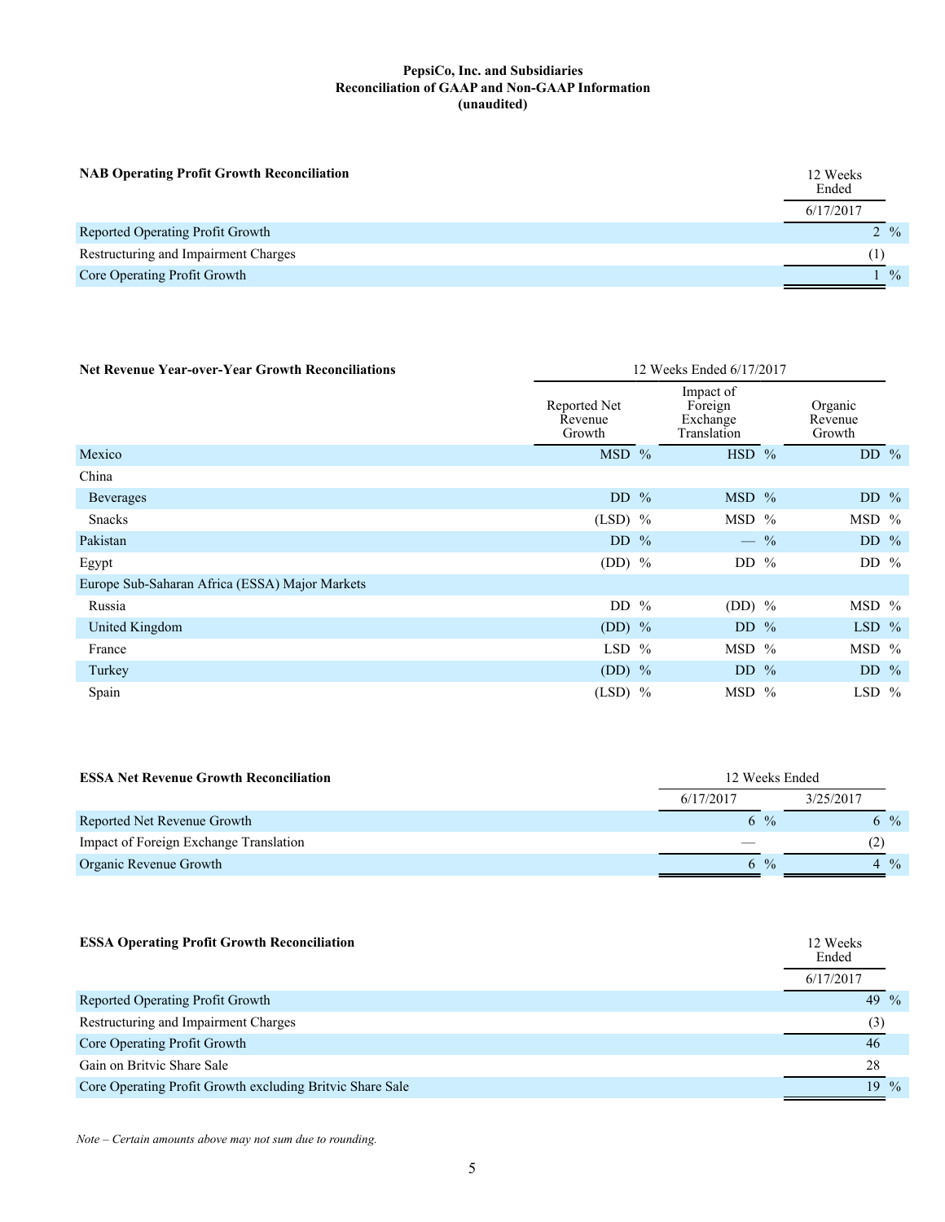**PepsiCo, Inc. and Subsidiaries**
**Reconciliation of GAAP and Non-GAAP Information**
**(unaudited)**

| **NAB Operating Profit Growth Reconciliation** | 12 Weeks Ended |
|---|---|
| | 6/17/2017 |
| Reported Operating Profit Growth | 2 % |
| Restructuring and Impairment Charges | (1) |
| Core Operating Profit Growth | 1 % |

| **Net Revenue Year-over-Year Growth Reconciliations** | 12 Weeks Ended 6/17/2017 | | |
|---|---|---|---|
| | Reported Net Revenue Growth | Impact of Foreign Exchange Translation | Organic Revenue Growth |
| Mexico | MSD % | HSD % | DD % |
| China | | | |
| Beverages | DD % | MSD % | DD % |
| Snacks | (LSD) % | MSD % | MSD % |
| Pakistan | DD % | — % | DD % |
| Egypt | (DD) % | DD % | DD % |
| Europe Sub-Saharan Africa (ESSA) Major Markets | | | |
| Russia | DD % | (DD) % | MSD % |
| United Kingdom | (DD) % | DD % | LSD % |
| France | LSD % | MSD % | MSD % |
| Turkey | (DD) % | DD % | DD % |
| Spain | (LSD) % | MSD % | LSD % |

| **ESSA Net Revenue Growth Reconciliation** | 12 Weeks Ended | |
|---|---|---|
| | 6/17/2017 | 3/25/2017 |
| Reported Net Revenue Growth | 6 % | 6 % |
| Impact of Foreign Exchange Translation | — | (2) |
| Organic Revenue Growth | 6 % | 4 % |

| **ESSA Operating Profit Growth Reconciliation** | 12 Weeks Ended |
|---|---|
| | 6/17/2017 |
| Reported Operating Profit Growth | 49 % |
| Restructuring and Impairment Charges | (3) |
| Core Operating Profit Growth | 46 |
| Gain on Britvic Share Sale | 28 |
| Core Operating Profit Growth excluding Britvic Share Sale | 19 % |

*Note – Certain amounts above may not sum due to rounding.*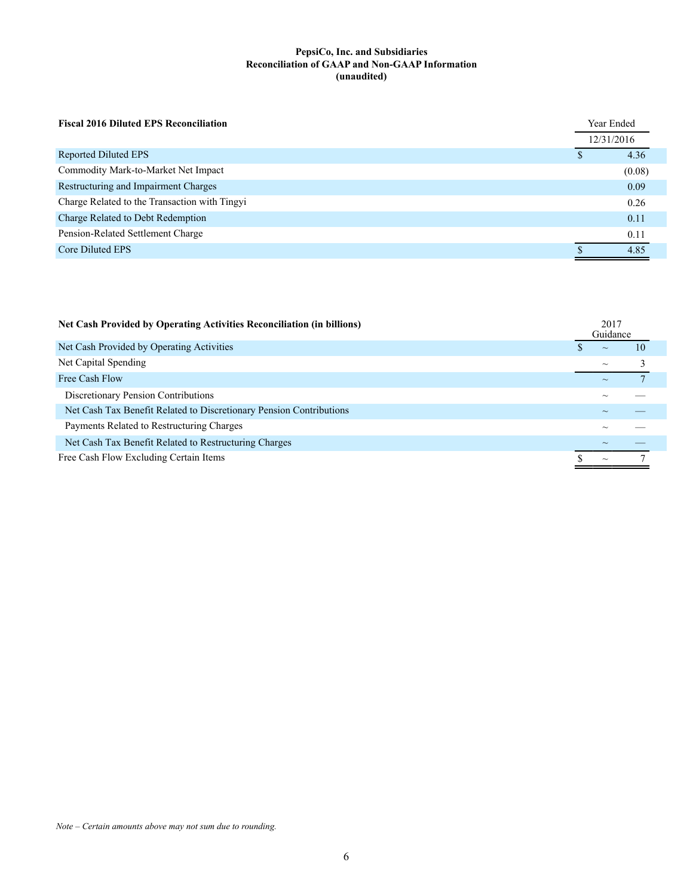**PepsiCo, Inc. and Subsidiaries**
**Reconciliation of GAAP and Non-GAAP Information**
**(unaudited)**

| **Fiscal 2016 Diluted EPS Reconciliation** | Year Ended 12/31/2016 |
|---|---|
| Reported Diluted EPS | $ 4.36 |
| Commodity Mark-to-Market Net Impact | (0.08) |
| Restructuring and Impairment Charges | 0.09 |
| Charge Related to the Transaction with Tingyi | 0.26 |
| Charge Related to Debt Redemption | 0.11 |
| Pension-Related Settlement Charge | 0.11 |
| Core Diluted EPS | $ 4.85 |

| **Net Cash Provided by Operating Activities Reconciliation (in billions)** | 2017 Guidance |
|---|---|
| Net Cash Provided by Operating Activities | $ ~ 10 |
| Net Capital Spending | ~ 3 |
| Free Cash Flow | ~ 7 |
| Discretionary Pension Contributions | ~ — |
| Net Cash Tax Benefit Related to Discretionary Pension Contributions | ~ — |
| Payments Related to Restructuring Charges | ~ — |
| Net Cash Tax Benefit Related to Restructuring Charges | ~ — |
| Free Cash Flow Excluding Certain Items | $ ~ 7 |

*Note – Certain amounts above may not sum due to rounding.*